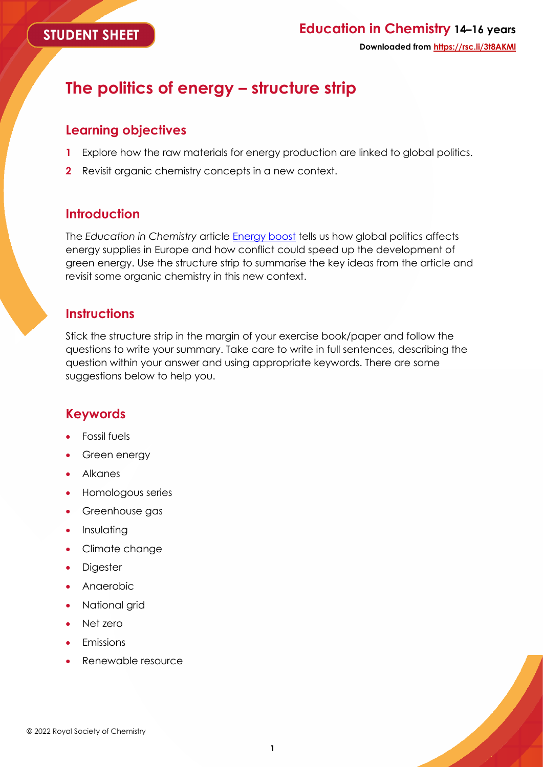STUDENT SHEET

**Education in Chemistry 14–16 years**

**Downloaded from https://rsc.li/3t8AKMl**

# The politics of energy – structure strip

## Learning objectives

1. Explore how the raw materials for energy production are linked to global politics.
2. Revisit organic chemistry concepts in a new context.

## Introduction

The *Education in Chemistry* article Energy boost tells us how global politics affects energy supplies in Europe and how conflict could speed up the development of green energy. Use the structure strip to summarise the key ideas from the article and revisit some organic chemistry in this new context.

## Instructions

Stick the structure strip in the margin of your exercise book/paper and follow the questions to write your summary. Take care to write in full sentences, describing the question within your answer and using appropriate keywords. There are some suggestions below to help you.

## Keywords

- Fossil fuels
- Green energy
- Alkanes
- Homologous series
- Greenhouse gas
- Insulating
- Climate change
- Digester
- Anaerobic
- National grid
- Net zero
- Emissions
- Renewable resource

© 2022 Royal Society of Chemistry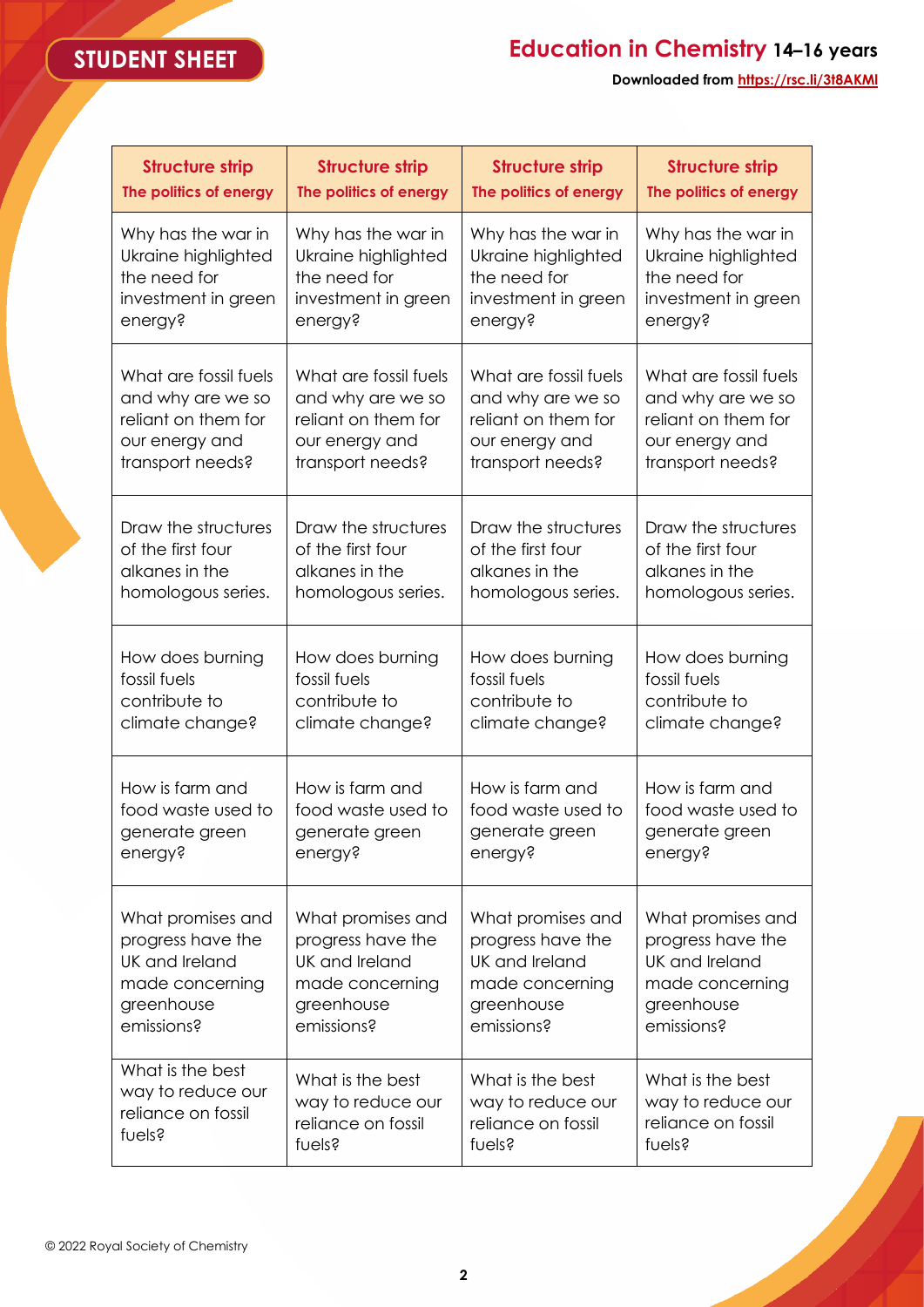| Structure strip<br>The politics of energy | Structure strip<br>The politics of energy | Structure strip<br>The politics of energy | Structure strip<br>The politics of energy |
|---|---|---|---|
| Why has the war in Ukraine highlighted the need for investment in green energy? | Why has the war in Ukraine highlighted the need for investment in green energy? | Why has the war in Ukraine highlighted the need for investment in green energy? | Why has the war in Ukraine highlighted the need for investment in green energy? |
| What are fossil fuels and why are we so reliant on them for our energy and transport needs? | What are fossil fuels and why are we so reliant on them for our energy and transport needs? | What are fossil fuels and why are we so reliant on them for our energy and transport needs? | What are fossil fuels and why are we so reliant on them for our energy and transport needs? |
| Draw the structures of the first four alkanes in the homologous series. | Draw the structures of the first four alkanes in the homologous series. | Draw the structures of the first four alkanes in the homologous series. | Draw the structures of the first four alkanes in the homologous series. |
| How does burning fossil fuels contribute to climate change? | How does burning fossil fuels contribute to climate change? | How does burning fossil fuels contribute to climate change? | How does burning fossil fuels contribute to climate change? |
| How is farm and food waste used to generate green energy? | How is farm and food waste used to generate green energy? | How is farm and food waste used to generate green energy? | How is farm and food waste used to generate green energy? |
| What promises and progress have the UK and Ireland made concerning greenhouse emissions? | What promises and progress have the UK and Ireland made concerning greenhouse emissions? | What promises and progress have the UK and Ireland made concerning greenhouse emissions? | What promises and progress have the UK and Ireland made concerning greenhouse emissions? |
| What is the best way to reduce our reliance on fossil fuels? | What is the best way to reduce our reliance on fossil fuels? | What is the best way to reduce our reliance on fossil fuels? | What is the best way to reduce our reliance on fossil fuels? |